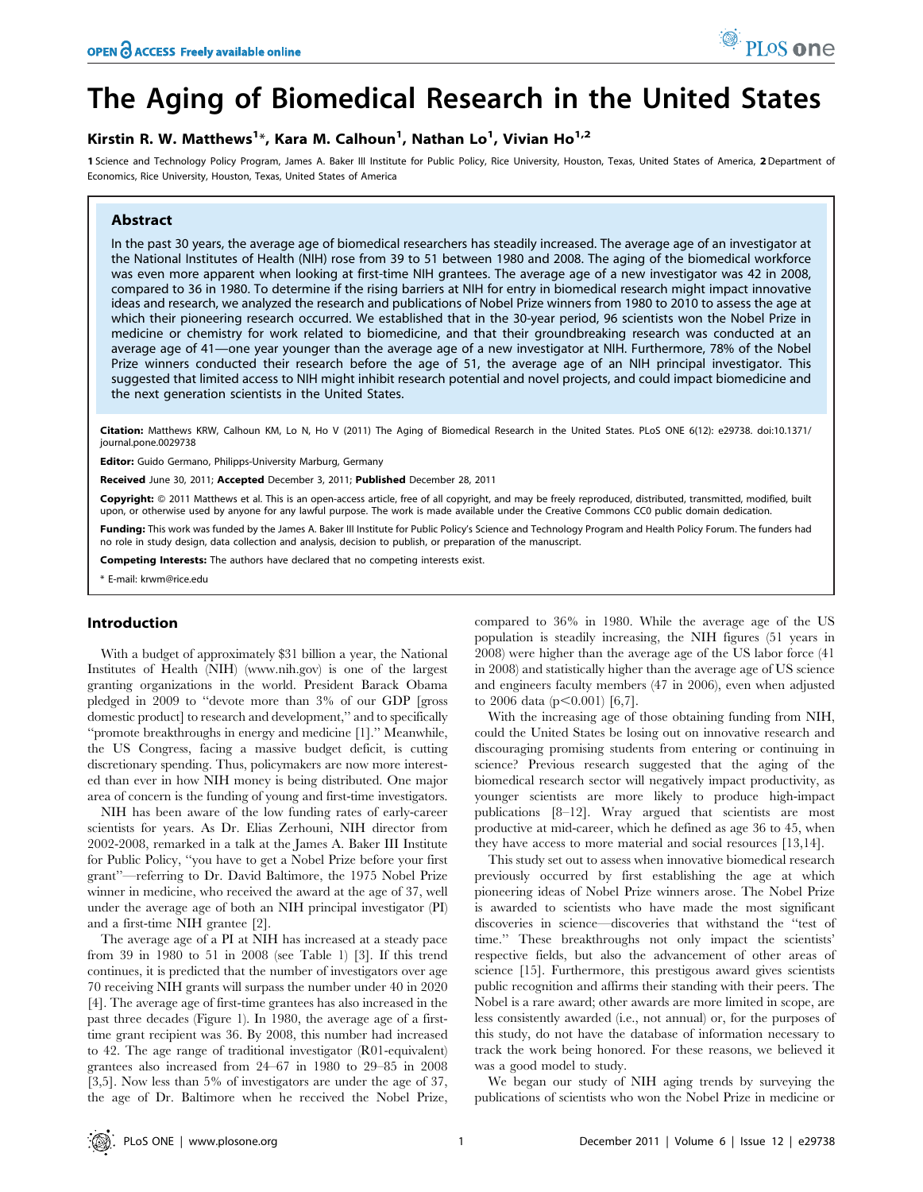# The Aging of Biomedical Research in the United States

**Kirstin R. W. Matthews[1]*, Kara M. Calhoun[1], Nathan Lo[1], Vivian Ho[1,2]**

1 Science and Technology Policy Program, James A. Baker III Institute for Public Policy, Rice University, Houston, Texas, United States of America, 2 Department of Economics, Rice University, Houston, Texas, United States of America

## Abstract

In the past 30 years, the average age of biomedical researchers has steadily increased. The average age of an investigator at the National Institutes of Health (NIH) rose from 39 to 51 between 1980 and 2008. The aging of the biomedical workforce was even more apparent when looking at first-time NIH grantees. The average age of a new investigator was 42 in 2008, compared to 36 in 1980. To determine if the rising barriers at NIH for entry in biomedical research might impact innovative ideas and research, we analyzed the research and publications of Nobel Prize winners from 1980 to 2010 to assess the age at which their pioneering research occurred. We established that in the 30-year period, 96 scientists won the Nobel Prize in medicine or chemistry for work related to biomedicine, and that their groundbreaking research was conducted at an average age of 41—one year younger than the average age of a new investigator at NIH. Furthermore, 78% of the Nobel Prize winners conducted their research before the age of 51, the average age of an NIH principal investigator. This suggested that limited access to NIH might inhibit research potential and novel projects, and could impact biomedicine and the next generation scientists in the United States.

**Citation:** Matthews KRW, Calhoun KM, Lo N, Ho V (2011) The Aging of Biomedical Research in the United States. PLoS ONE 6(12): e29738. doi:10.1371/journal.pone.0029738

**Editor:** Guido Germano, Philipps-University Marburg, Germany

**Received** June 30, 2011; **Accepted** December 3, 2011; **Published** December 28, 2011

**Copyright:** © 2011 Matthews et al. This is an open-access article, free of all copyright, and may be freely reproduced, distributed, transmitted, modified, built upon, or otherwise used by anyone for any lawful purpose. The work is made available under the Creative Commons CC0 public domain dedication.

**Funding:** This work was funded by the James A. Baker III Institute for Public Policy's Science and Technology Program and Health Policy Forum. The funders had no role in study design, data collection and analysis, decision to publish, or preparation of the manuscript.

**Competing Interests:** The authors have declared that no competing interests exist.

* E-mail: krwm@rice.edu

## Introduction

With a budget of approximately $31 billion a year, the National Institutes of Health (NIH) (www.nih.gov) is one of the largest granting organizations in the world. President Barack Obama pledged in 2009 to "devote more than 3% of our GDP [gross domestic product] to research and development," and to specifically "promote breakthroughs in energy and medicine [1]." Meanwhile, the US Congress, facing a massive budget deficit, is cutting discretionary spending. Thus, policymakers are now more interested than ever in how NIH money is being distributed. One major area of concern is the funding of young and first-time investigators.

NIH has been aware of the low funding rates of early-career scientists for years. As Dr. Elias Zerhouni, NIH director from 2002-2008, remarked in a talk at the James A. Baker III Institute for Public Policy, "you have to get a Nobel Prize before your first grant"—referring to Dr. David Baltimore, the 1975 Nobel Prize winner in medicine, who received the award at the age of 37, well under the average age of both an NIH principal investigator (PI) and a first-time NIH grantee [2].

The average age of a PI at NIH has increased at a steady pace from 39 in 1980 to 51 in 2008 (see Table 1) [3]. If this trend continues, it is predicted that the number of investigators over age 70 receiving NIH grants will surpass the number under 40 in 2020 [4]. The average age of first-time grantees has also increased in the past three decades (Figure 1). In 1980, the average age of a first-time grant recipient was 36. By 2008, this number had increased to 42. The age range of traditional investigator (R01-equivalent) grantees also increased from 24–67 in 1980 to 29–85 in 2008 [3,5]. Now less than 5% of investigators are under the age of 37, the age of Dr. Baltimore when he received the Nobel Prize, compared to 36% in 1980. While the average age of the US population is steadily increasing, the NIH figures (51 years in 2008) were higher than the average age of the US labor force (41 in 2008) and statistically higher than the average age of US science and engineers faculty members (47 in 2006), even when adjusted to 2006 data ($p<0.001$) [6,7].

With the increasing age of those obtaining funding from NIH, could the United States be losing out on innovative research and discouraging promising students from entering or continuing in science? Previous research suggested that the aging of the biomedical research sector will negatively impact productivity, as younger scientists are more likely to produce high-impact publications [8–12]. Wray argued that scientists are most productive at mid-career, which he defined as age 36 to 45, when they have access to more material and social resources [13,14].

This study set out to assess when innovative biomedical research previously occurred by first establishing the age at which pioneering ideas of Nobel Prize winners arose. The Nobel Prize is awarded to scientists who have made the most significant discoveries in science—discoveries that withstand the "test of time." These breakthroughs not only impact the scientists' respective fields, but also the advancement of other areas of science [15]. Furthermore, this prestigous award gives scientists public recognition and affirms their standing with their peers. The Nobel is a rare award; other awards are more limited in scope, are less consistently awarded (i.e., not annual) or, for the purposes of this study, do not have the database of information necessary to track the work being honored. For these reasons, we believed it was a good model to study.

We began our study of NIH aging trends by surveying the publications of scientists who won the Nobel Prize in medicine or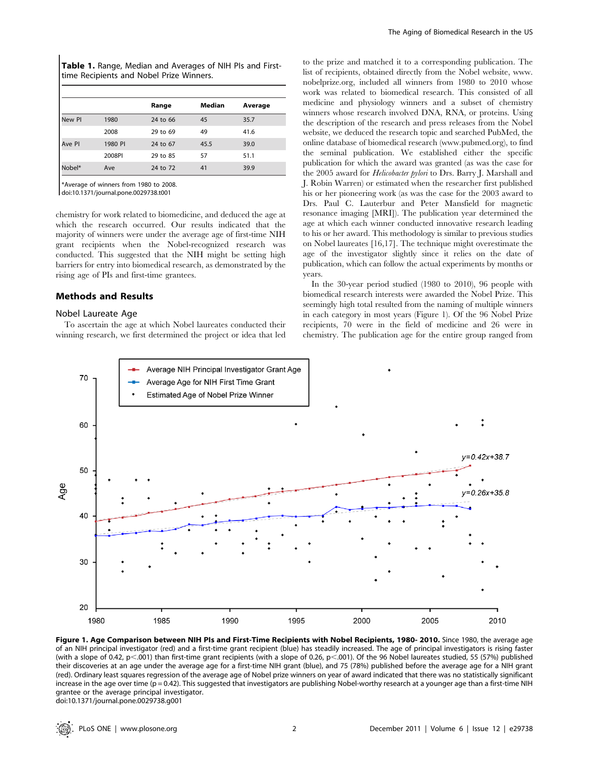**Table 1.** Range, Median and Averages of NIH PIs and First-time Recipients and Nobel Prize Winners.

| | | Range | Median | Average |
|---|---|---|---|---|
| New PI | 1980 | 24 to 66 | 45 | 35.7 |
| | 2008 | 29 to 69 | 49 | 41.6 |
| Ave PI | 1980 PI | 24 to 67 | 45.5 | 39.0 |
| | 2008PI | 29 to 85 | 57 | 51.1 |
| Nobel* | Ave | 24 to 72 | 41 | 39.9 |

*Average of winners from 1980 to 2008.
doi:10.1371/journal.pone.0029738.t001

chemistry for work related to biomedicine, and deduced the age at which the research occurred. Our results indicated that the majority of winners were under the average age of first-time NIH grant recipients when the Nobel-recognized research was conducted. This suggested that the NIH might be setting high barriers for entry into biomedical research, as demonstrated by the rising age of PIs and first-time grantees.

## Methods and Results

### Nobel Laureate Age

To ascertain the age at which Nobel laureates conducted their winning research, we first determined the project or idea that led to the prize and matched it to a corresponding publication. The list of recipients, obtained directly from the Nobel website, www.nobelprize.org, included all winners from 1980 to 2010 whose work was related to biomedical research. This consisted of all medicine and physiology winners and a subset of chemistry winners whose research involved DNA, RNA, or proteins. Using the description of the research and press releases from the Nobel website, we deduced the research topic and searched PubMed, the online database of biomedical research (www.pubmed.org), to find the seminal publication. We established either the specific publication for which the award was granted (as was the case for the 2005 award for *Helicobacter pylori* to Drs. Barry J. Marshall and J. Robin Warren) or estimated when the researcher first published his or her pioneering work (as was the case for the 2003 award to Drs. Paul C. Lauterbur and Peter Mansfield for magnetic resonance imaging [MRI]). The publication year determined the age at which each winner conducted innovative research leading to his or her award. This methodology is similar to previous studies on Nobel laureates [16,17]. The technique might overestimate the age of the investigator slightly since it relies on the date of publication, which can follow the actual experiments by months or years.

In the 30-year period studied (1980 to 2010), 96 people with biomedical research interests were awarded the Nobel Prize. This seemingly high total resulted from the naming of multiple winners in each category in most years (Figure 1). Of the 96 Nobel Prize recipients, 70 were in the field of medicine and 26 were in chemistry. The publication age for the entire group ranged from

**Figure 1. Age Comparison between NIH PIs and First-Time Recipients with Nobel Recipients, 1980- 2010.** Since 1980, the average age of an NIH principal investigator (red) and a first-time grant recipient (blue) has steadily increased. The age of principal investigators is rising faster (with a slope of 0.42, $p < .001$) than first-time grant recipients (with a slope of 0.26, $p < .001$). Of the 96 Nobel laureates studied, 55 (57%) published their discoveries at an age under the average age for a first-time NIH grant (blue), and 75 (78%) published before the average age for a NIH grant (red). Ordinary least squares regression of the average age of Nobel prize winners on year of award indicated that there was no statistically significant increase in the age over time ($p = 0.42$). This suggested that investigators are publishing Nobel-worthy research at a younger age than a first-time NIH grantee or the average principal investigator.
doi:10.1371/journal.pone.0029738.g001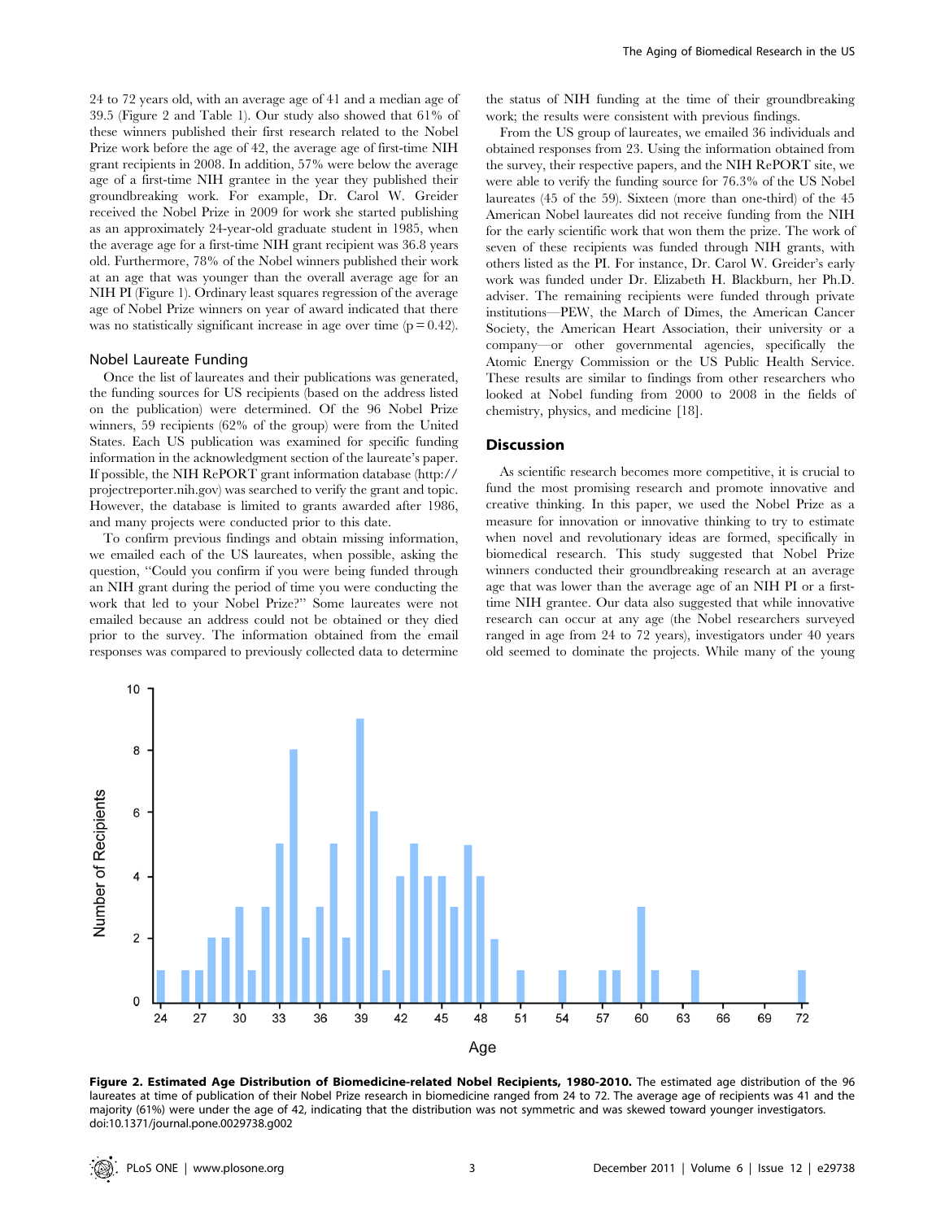24 to 72 years old, with an average age of 41 and a median age of 39.5 (Figure 2 and Table 1). Our study also showed that 61% of these winners published their first research related to the Nobel Prize work before the age of 42, the average age of first-time NIH grant recipients in 2008. In addition, 57% were below the average age of a first-time NIH grantee in the year they published their groundbreaking work. For example, Dr. Carol W. Greider received the Nobel Prize in 2009 for work she started publishing as an approximately 24-year-old graduate student in 1985, when the average age for a first-time NIH grant recipient was 36.8 years old. Furthermore, 78% of the Nobel winners published their work at an age that was younger than the overall average age for an NIH PI (Figure 1). Ordinary least squares regression of the average age of Nobel Prize winners on year of award indicated that there was no statistically significant increase in age over time ($p = 0.42$).

### Nobel Laureate Funding

Once the list of laureates and their publications was generated, the funding sources for US recipients (based on the address listed on the publication) were determined. Of the 96 Nobel Prize winners, 59 recipients (62% of the group) were from the United States. Each US publication was examined for specific funding information in the acknowledgment section of the laureate's paper. If possible, the NIH RePORT grant information database (http://projectreporter.nih.gov) was searched to verify the grant and topic. However, the database is limited to grants awarded after 1986, and many projects were conducted prior to this date.

To confirm previous findings and obtain missing information, we emailed each of the US laureates, when possible, asking the question, "Could you confirm if you were being funded through an NIH grant during the period of time you were conducting the work that led to your Nobel Prize?" Some laureates were not emailed because an address could not be obtained or they died prior to the survey. The information obtained from the email responses was compared to previously collected data to determine the status of NIH funding at the time of their groundbreaking work; the results were consistent with previous findings.

From the US group of laureates, we emailed 36 individuals and obtained responses from 23. Using the information obtained from the survey, their respective papers, and the NIH RePORT site, we were able to verify the funding source for 76.3% of the US Nobel laureates (45 of the 59). Sixteen (more than one-third) of the 45 American Nobel laureates did not receive funding from the NIH for the early scientific work that won them the prize. The work of seven of these recipients was funded through NIH grants, with others listed as the PI. For instance, Dr. Carol W. Greider's early work was funded under Dr. Elizabeth H. Blackburn, her Ph.D. adviser. The remaining recipients were funded through private institutions—PEW, the March of Dimes, the American Cancer Society, the American Heart Association, their university or a company—or other governmental agencies, specifically the Atomic Energy Commission or the US Public Health Service. These results are similar to findings from other researchers who looked at Nobel funding from 2000 to 2008 in the fields of chemistry, physics, and medicine [18].

## Discussion

As scientific research becomes more competitive, it is crucial to fund the most promising research and promote innovative and creative thinking. In this paper, we used the Nobel Prize as a measure for innovation or innovative thinking to try to estimate when novel and revolutionary ideas are formed, specifically in biomedical research. This study suggested that Nobel Prize winners conducted their groundbreaking research at an average age that was lower than the average age of an NIH PI or a first-time NIH grantee. Our data also suggested that while innovative research can occur at any age (the Nobel researchers surveyed ranged in age from 24 to 72 years), investigators under 40 years old seemed to dominate the projects. While many of the young

**Figure 2. Estimated Age Distribution of Biomedicine-related Nobel Recipients, 1980-2010.** The estimated age distribution of the 96 laureates at time of publication of their Nobel Prize research in biomedicine ranged from 24 to 72. The average age of recipients was 41 and the majority (61%) were under the age of 42, indicating that the distribution was not symmetric and was skewed toward younger investigators.
doi:10.1371/journal.pone.0029738.g002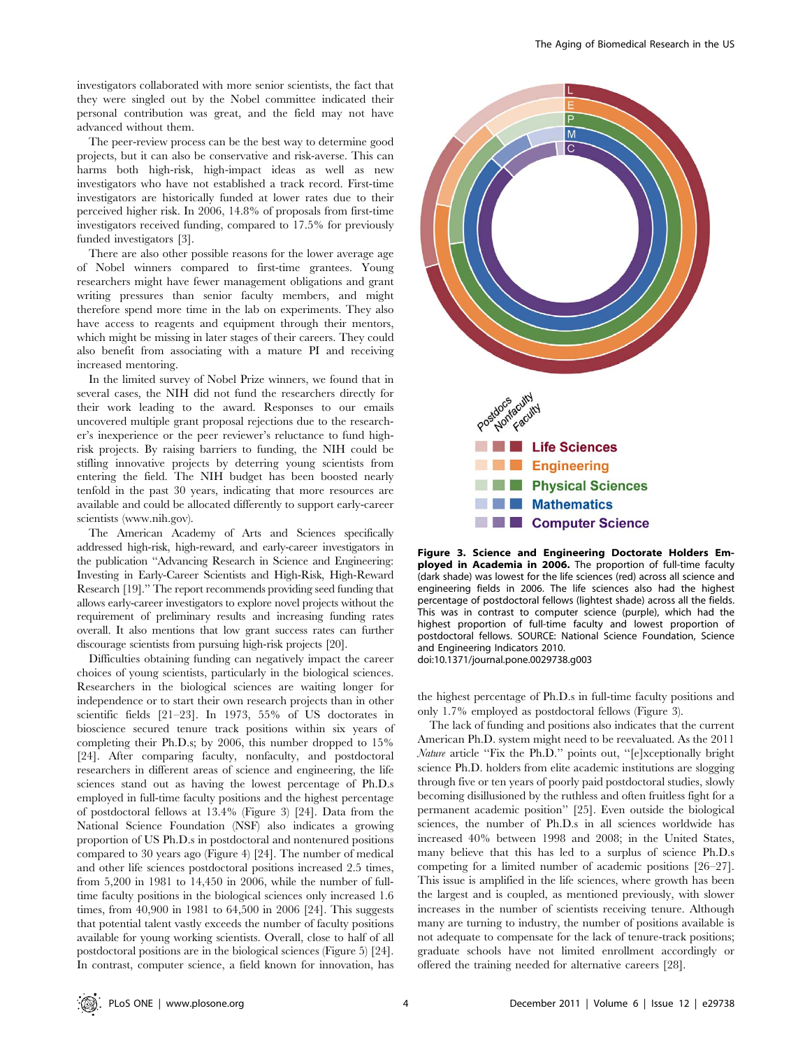investigators collaborated with more senior scientists, the fact that they were singled out by the Nobel committee indicated their personal contribution was great, and the field may not have advanced without them.

The peer-review process can be the best way to determine good projects, but it can also be conservative and risk-averse. This can harms both high-risk, high-impact ideas as well as new investigators who have not established a track record. First-time investigators are historically funded at lower rates due to their perceived higher risk. In 2006, 14.8% of proposals from first-time investigators received funding, compared to 17.5% for previously funded investigators [3].

There are also other possible reasons for the lower average age of Nobel winners compared to first-time grantees. Young researchers might have fewer management obligations and grant writing pressures than senior faculty members, and might therefore spend more time in the lab on experiments. They also have access to reagents and equipment through their mentors, which might be missing in later stages of their careers. They could also benefit from associating with a mature PI and receiving increased mentoring.

In the limited survey of Nobel Prize winners, we found that in several cases, the NIH did not fund the researchers directly for their work leading to the award. Responses to our emails uncovered multiple grant proposal rejections due to the researcher's inexperience or the peer reviewer's reluctance to fund high-risk projects. By raising barriers to funding, the NIH could be stifling innovative projects by deterring young scientists from entering the field. The NIH budget has been boosted nearly tenfold in the past 30 years, indicating that more resources are available and could be allocated differently to support early-career scientists (www.nih.gov).

The American Academy of Arts and Sciences specifically addressed high-risk, high-reward, and early-career investigators in the publication "Advancing Research in Science and Engineering: Investing in Early-Career Scientists and High-Risk, High-Reward Research [19]." The report recommends providing seed funding that allows early-career investigators to explore novel projects without the requirement of preliminary results and increasing funding rates overall. It also mentions that low grant success rates can further discourage scientists from pursuing high-risk projects [20].

Difficulties obtaining funding can negatively impact the career choices of young scientists, particularly in the biological sciences. Researchers in the biological sciences are waiting longer for independence or to start their own research projects than in other scientific fields [21–23]. In 1973, 55% of US doctorates in bioscience secured tenure track positions within six years of completing their Ph.D.s; by 2006, this number dropped to 15% [24]. After comparing faculty, nonfaculty, and postdoctoral researchers in different areas of science and engineering, the life sciences stand out as having the lowest percentage of Ph.D.s employed in full-time faculty positions and the highest percentage of postdoctoral fellows at 13.4% (Figure 3) [24]. Data from the National Science Foundation (NSF) also indicates a growing proportion of US Ph.D.s in postdoctoral and nontenured positions compared to 30 years ago (Figure 4) [24]. The number of medical and other life sciences postdoctoral positions increased 2.5 times, from 5,200 in 1981 to 14,450 in 2006, while the number of full-time faculty positions in the biological sciences only increased 1.6 times, from 40,900 in 1981 to 64,500 in 2006 [24]. This suggests that potential talent vastly exceeds the number of faculty positions available for young working scientists. Overall, close to half of all postdoctoral positions are in the biological sciences (Figure 5) [24]. In contrast, computer science, a field known for innovation, has the highest percentage of Ph.D.s in full-time faculty positions and only 1.7% employed as postdoctoral fellows (Figure 3).

L
E
P
M
C

Postdocs
Nonfaculty
Faculty

Life Sciences
Engineering
Physical Sciences
Mathematics
Computer Science

**Figure 3. Science and Engineering Doctorate Holders Employed in Academia in 2006.** The proportion of full-time faculty (dark shade) was lowest for the life sciences (red) across all science and engineering fields in 2006. The life sciences also had the highest percentage of postdoctoral fellows (lightest shade) across all the fields. This was in contrast to computer science (purple), which had the highest proportion of full-time faculty and lowest proportion of postdoctoral fellows. SOURCE: National Science Foundation, Science and Engineering Indicators 2010.
doi:10.1371/journal.pone.0029738.g003

The lack of funding and positions also indicates that the current American Ph.D. system might need to be reevaluated. As the 2011 *Nature* article "Fix the Ph.D." points out, "[e]xceptionally bright science Ph.D. holders from elite academic institutions are slogging through five or ten years of poorly paid postdoctoral studies, slowly becoming disillusioned by the ruthless and often fruitless fight for a permanent academic position" [25]. Even outside the biological sciences, the number of Ph.D.s in all sciences worldwide has increased 40% between 1998 and 2008; in the United States, many believe that this has led to a surplus of science Ph.D.s competing for a limited number of academic positions [26–27]. This issue is amplified in the life sciences, where growth has been the largest and is coupled, as mentioned previously, with slower increases in the number of scientists receiving tenure. Although many are turning to industry, the number of positions available is not adequate to compensate for the lack of tenure-track positions; graduate schools have not limited enrollment accordingly or offered the training needed for alternative careers [28].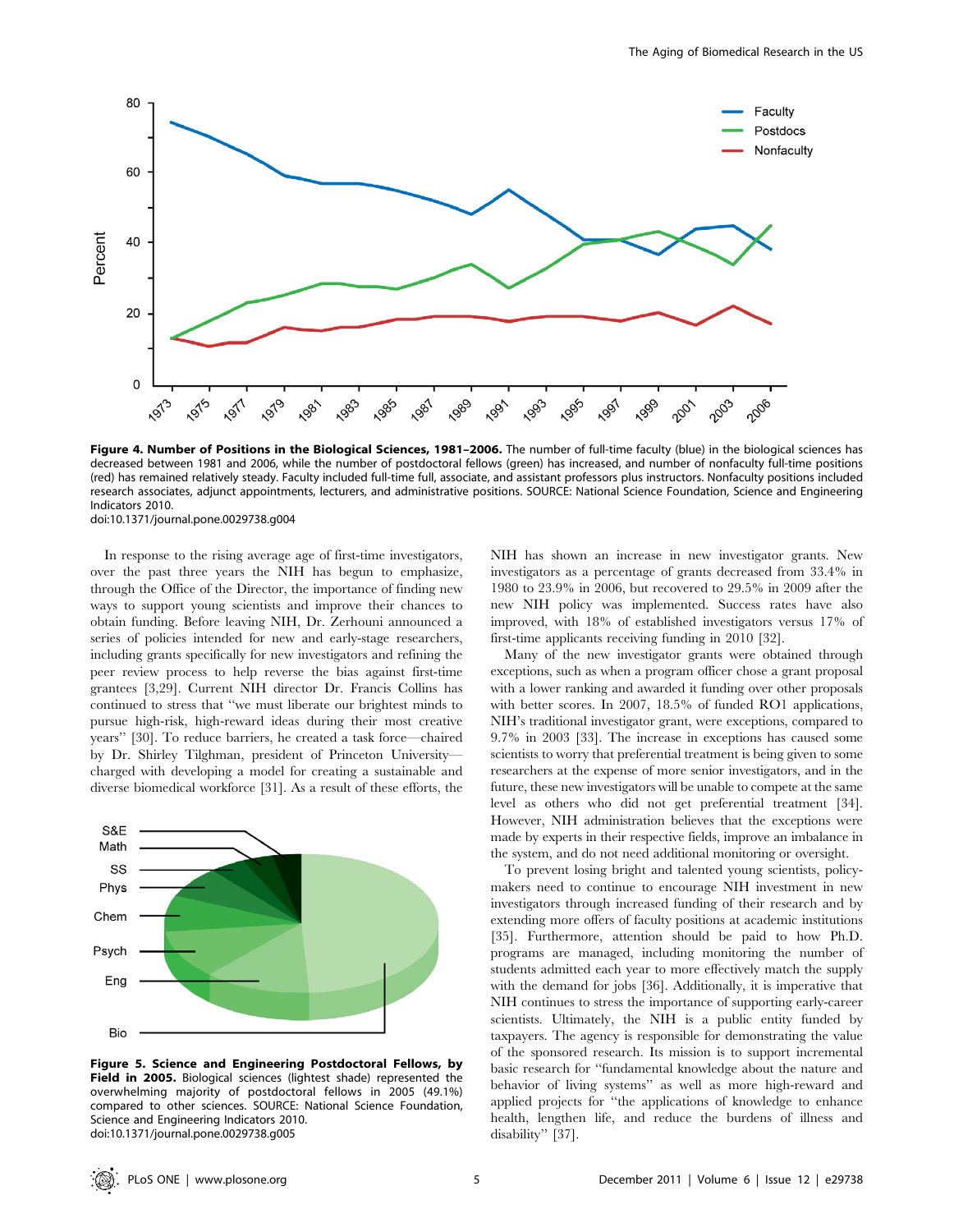**Figure 4. Number of Positions in the Biological Sciences, 1981–2006.** The number of full-time faculty (blue) in the biological sciences has decreased between 1981 and 2006, while the number of postdoctoral fellows (green) has increased, and number of nonfaculty full-time positions (red) has remained relatively steady. Faculty included full-time full, associate, and assistant professors plus instructors. Nonfaculty positions included research associates, adjunct appointments, lecturers, and administrative positions. SOURCE: National Science Foundation, Science and Engineering Indicators 2010.
doi:10.1371/journal.pone.0029738.g004

In response to the rising average age of first-time investigators, over the past three years the NIH has begun to emphasize, through the Office of the Director, the importance of finding new ways to support young scientists and improve their chances to obtain funding. Before leaving NIH, Dr. Zerhouni announced a series of policies intended for new and early-stage researchers, including grants specifically for new investigators and refining the peer review process to help reverse the bias against first-time grantees [3,29]. Current NIH director Dr. Francis Collins has continued to stress that "we must liberate our brightest minds to pursue high-risk, high-reward ideas during their most creative years" [30]. To reduce barriers, he created a task force—chaired by Dr. Shirley Tilghman, president of Princeton University—charged with developing a model for creating a sustainable and diverse biomedical workforce [31]. As a result of these efforts, the NIH has shown an increase in new investigator grants. New investigators as a percentage of grants decreased from 33.4% in 1980 to 23.9% in 2006, but recovered to 29.5% in 2009 after the new NIH policy was implemented. Success rates have also improved, with 18% of established investigators versus 17% of first-time applicants receiving funding in 2010 [32].

**Figure 5. Science and Engineering Postdoctoral Fellows, by Field in 2005.** Biological sciences (lightest shade) represented the overwhelming majority of postdoctoral fellows in 2005 (49.1%) compared to other sciences. SOURCE: National Science Foundation, Science and Engineering Indicators 2010.
doi:10.1371/journal.pone.0029738.g005

Many of the new investigator grants were obtained through exceptions, such as when a program officer chose a grant proposal with a lower ranking and awarded it funding over other proposals with better scores. In 2007, 18.5% of funded RO1 applications, NIH's traditional investigator grant, were exceptions, compared to 9.7% in 2003 [33]. The increase in exceptions has caused some scientists to worry that preferential treatment is being given to some researchers at the expense of more senior investigators, and in the future, these new investigators will be unable to compete at the same level as others who did not get preferential treatment [34]. However, NIH administration believes that the exceptions were made by experts in their respective fields, improve an imbalance in the system, and do not need additional monitoring or oversight.

To prevent losing bright and talented young scientists, policymakers need to continue to encourage NIH investment in new investigators through increased funding of their research and by extending more offers of faculty positions at academic institutions [35]. Furthermore, attention should be paid to how Ph.D. programs are managed, including monitoring the number of students admitted each year to more effectively match the supply with the demand for jobs [36]. Additionally, it is imperative that NIH continues to stress the importance of supporting early-career scientists. Ultimately, the NIH is a public entity funded by taxpayers. The agency is responsible for demonstrating the value of the sponsored research. Its mission is to support incremental basic research for "fundamental knowledge about the nature and behavior of living systems" as well as more high-reward and applied projects for "the applications of knowledge to enhance health, lengthen life, and reduce the burdens of illness and disability" [37].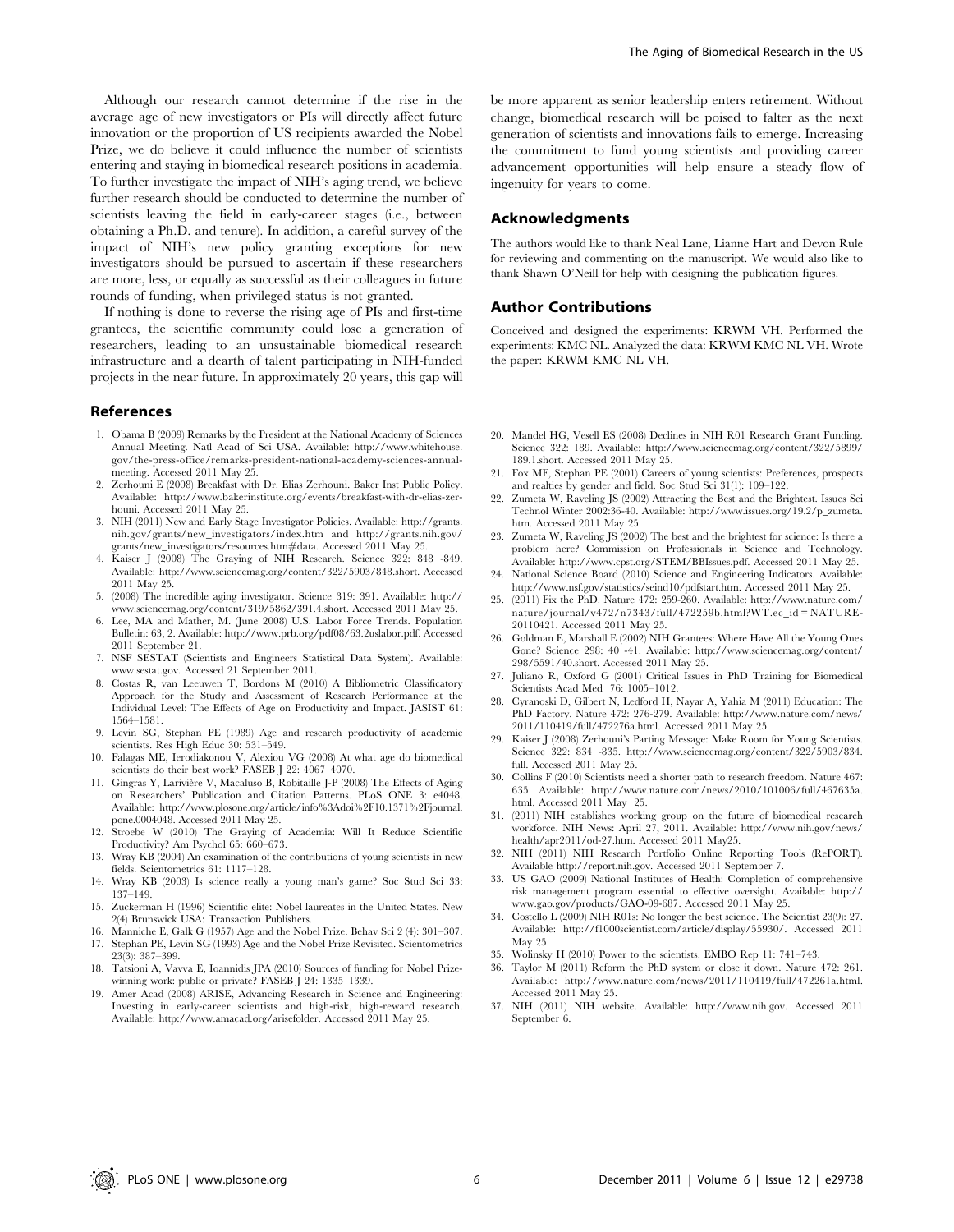Although our research cannot determine if the rise in the average age of new investigators or PIs will directly affect future innovation or the proportion of US recipients awarded the Nobel Prize, we do believe it could influence the number of scientists entering and staying in biomedical research positions in academia. To further investigate the impact of NIH's aging trend, we believe further research should be conducted to determine the number of scientists leaving the field in early-career stages (i.e., between obtaining a Ph.D. and tenure). In addition, a careful survey of the impact of NIH's new policy granting exceptions for new investigators should be pursued to ascertain if these researchers are more, less, or equally as successful as their colleagues in future rounds of funding, when privileged status is not granted.

If nothing is done to reverse the rising age of PIs and first-time grantees, the scientific community could lose a generation of researchers, leading to an unsustainable biomedical research infrastructure and a dearth of talent participating in NIH-funded projects in the near future. In approximately 20 years, this gap will be more apparent as senior leadership enters retirement. Without change, biomedical research will be poised to falter as the next generation of scientists and innovations fails to emerge. Increasing the commitment to fund young scientists and providing career advancement opportunities will help ensure a steady flow of ingenuity for years to come.

## Acknowledgments

The authors would like to thank Neal Lane, Lianne Hart and Devon Rule for reviewing and commenting on the manuscript. We would also like to thank Shawn O'Neill for help with designing the publication figures.

## Author Contributions

Conceived and designed the experiments: KRWM VH. Performed the experiments: KMC NL. Analyzed the data: KRWM KMC NL VH. Wrote the paper: KRWM KMC NL VH.

## References

1. Obama B (2009) Remarks by the President at the National Academy of Sciences Annual Meeting. Natl Acad of Sci USA. Available: http://www.whitehouse.gov/the-press-office/remarks-president-national-academy-sciences-annual-meeting. Accessed 2011 May 25.
2. Zerhouni E (2008) Breakfast with Dr. Elias Zerhouni. Baker Inst Public Policy. Available: http://www.bakerinstitute.org/events/breakfast-with-dr-elias-zerhouni. Accessed 2011 May 25.
3. NIH (2011) New and Early Stage Investigator Policies. Available: http://grants.nih.gov/grants/new_investigators/index.htm and http://grants.nih.gov/grants/new_investigators/resources.htm#data. Accessed 2011 May 25.
4. Kaiser J (2008) The Graying of NIH Research. Science 322: 848 -849. Available: http://www.sciencemag.org/content/322/5903/848.short. Accessed 2011 May 25.
5. (2008) The incredible aging investigator. Science 319: 391. Available: http://www.sciencemag.org/content/319/5862/391.4.short. Accessed 2011 May 25.
6. Lee, MA and Mather, M. (June 2008) U.S. Labor Force Trends. Population Bulletin: 63, 2. Available: http://www.prb.org/pdf08/63.2uslabor.pdf. Accessed 2011 September 21.
7. NSF SESTAT (Scientists and Engineers Statistical Data System). Available: www.sestat.gov. Accessed 21 September 2011.
8. Costas R, van Leeuwen T, Bordons M (2010) A Bibliometric Classificatory Approach for the Study and Assessment of Research Performance at the Individual Level: The Effects of Age on Productivity and Impact. JASIST 61: 1564–1581.
9. Levin SG, Stephan PE (1989) Age and research productivity of academic scientists. Res High Educ 30: 531–549.
10. Falagas ME, Ierodiakonou V, Alexiou VG (2008) At what age do biomedical scientists do their best work? FASEB J 22: 4067–4070.
11. Gingras Y, Larivière V, Macaluso B, Robitaille J-P (2008) The Effects of Aging on Researchers' Publication and Citation Patterns. PLoS ONE 3: e4048. Available: http://www.plosone.org/article/info%3Adoi%2F10.1371%2Fjournal.pone.0004048. Accessed 2011 May 25.
12. Stroebe W (2010) The Graying of Academia: Will It Reduce Scientific Productivity? Am Psychol 65: 660–673.
13. Wray KB (2004) An examination of the contributions of young scientists in new fields. Scientometrics 61: 1117–128.
14. Wray KB (2003) Is science really a young man's game? Soc Stud Sci 33: 137–149.
15. Zuckerman H (1996) Scientific elite: Nobel laureates in the United States. New 2(4) Brunswick USA: Transaction Publishers.
16. Manniche E, Galk G (1957) Age and the Nobel Prize. Behav Sci 2 (4): 301–307.
17. Stephan PE, Levin SG (1993) Age and the Nobel Prize Revisited. Scientometrics 23(3): 387–399.
18. Tatsioni A, Vavva E, Ioannidis JPA (2010) Sources of funding for Nobel Prize-winning work: public or private? FASEB J 24: 1335–1339.
19. Amer Acad (2008) ARISE, Advancing Research in Science and Engineering: Investing in early-career scientists and high-risk, high-reward research. Available: http://www.amacad.org/arisefolder. Accessed 2011 May 25.
20. Mandel HG, Vesell ES (2008) Declines in NIH R01 Research Grant Funding. Science 322: 189. Available: http://www.sciencemag.org/content/322/5899/189.1.short. Accessed 2011 May 25.
21. Fox MF, Stephan PE (2001) Careers of young scientists: Preferences, prospects and realties by gender and field. Soc Stud Sci 31(1): 109–122.
22. Zumeta W, Raveling JS (2002) Attracting the Best and the Brightest. Issues Sci Technol Winter 2002:36-40. Available: http://www.issues.org/19.2/p_zumeta.htm. Accessed 2011 May 25.
23. Zumeta W, Raveling JS (2002) The best and the brightest for science: Is there a problem here? Commission on Professionals in Science and Technology. Available: http://www.cpst.org/STEM/BBIssues.pdf. Accessed 2011 May 25.
24. National Science Board (2010) Science and Engineering Indicators. Available: http://www.nsf.gov/statistics/seind10/pdfstart.htm. Accessed 2011 May 25.
25. (2011) Fix the PhD. Nature 472: 259-260. Available: http://www.nature.com/nature/journal/v472/n7343/full/472259b.html?WT.ec_id = NATURE-20110421. Accessed 2011 May 25.
26. Goldman E, Marshall E (2002) NIH Grantees: Where Have All the Young Ones Gone? Science 298: 40 -41. Available: http://www.sciencemag.org/content/298/5591/40.short. Accessed 2011 May 25.
27. Juliano R, Oxford G (2001) Critical Issues in PhD Training for Biomedical Scientists Acad Med 76: 1005–1012.
28. Cyranoski D, Gilbert N, Ledford H, Nayar A, Yahia M (2011) Education: The PhD Factory. Nature 472: 276-279. Available: http://www.nature.com/news/2011/110419/full/472276a.html. Accessed 2011 May 25.
29. Kaiser J (2008) Zerhouni's Parting Message: Make Room for Young Scientists. Science 322: 834 -835. http://www.sciencemag.org/content/322/5903/834.full. Accessed 2011 May 25.
30. Collins F (2010) Scientists need a shorter path to research freedom. Nature 467: 635. Available: http://www.nature.com/news/2010/101006/full/467635a.html. Accessed 2011 May 25.
31. (2011) NIH establishes working group on the future of biomedical research workforce. NIH News: April 27, 2011. Available: http://www.nih.gov/news/health/apr2011/od-27.htm. Accessed 2011 May25.
32. NIH (2011) NIH Research Portfolio Online Reporting Tools (RePORT). Available http://report.nih.gov. Accessed 2011 September 7.
33. US GAO (2009) National Institutes of Health: Completion of comprehensive risk management program essential to effective oversight. Available: http://www.gao.gov/products/GAO-09-687. Accessed 2011 May 25.
34. Costello L (2009) NIH R01s: No longer the best science. The Scientist 23(9): 27. Available: http://f1000scientist.com/article/display/55930/. Accessed 2011 May 25.
35. Wolinsky H (2010) Power to the scientists. EMBO Rep 11: 741–743.
36. Taylor M (2011) Reform the PhD system or close it down. Nature 472: 261. Available: http://www.nature.com/news/2011/110419/full/472261a.html. Accessed 2011 May 25.
37. NIH (2011) NIH website. Available: http://www.nih.gov. Accessed 2011 September 6.